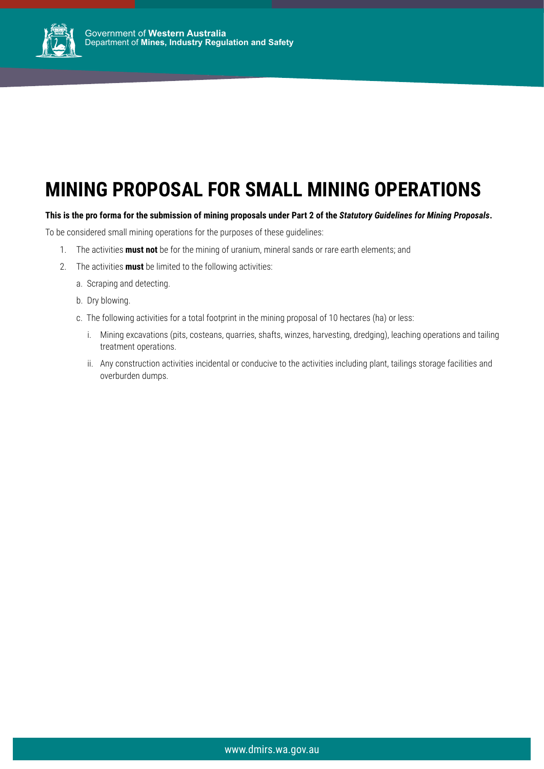Government of **Western Australia**
Department of **Mines, Industry Regulation and Safety**

# MINING PROPOSAL FOR SMALL MINING OPERATIONS

**This is the pro forma for the submission of mining proposals under Part 2 of the *Statutory Guidelines for Mining Proposals*.**

To be considered small mining operations for the purposes of these guidelines:

1. The activities **must not** be for the mining of uranium, mineral sands or rare earth elements; and
2. The activities **must** be limited to the following activities:
   a. Scraping and detecting.
   b. Dry blowing.
   c. The following activities for a total footprint in the mining proposal of 10 hectares (ha) or less:
      i. Mining excavations (pits, costeans, quarries, shafts, winzes, harvesting, dredging), leaching operations and tailing treatment operations.
      ii. Any construction activities incidental or conducive to the activities including plant, tailings storage facilities and overburden dumps.

www.dmirs.wa.gov.au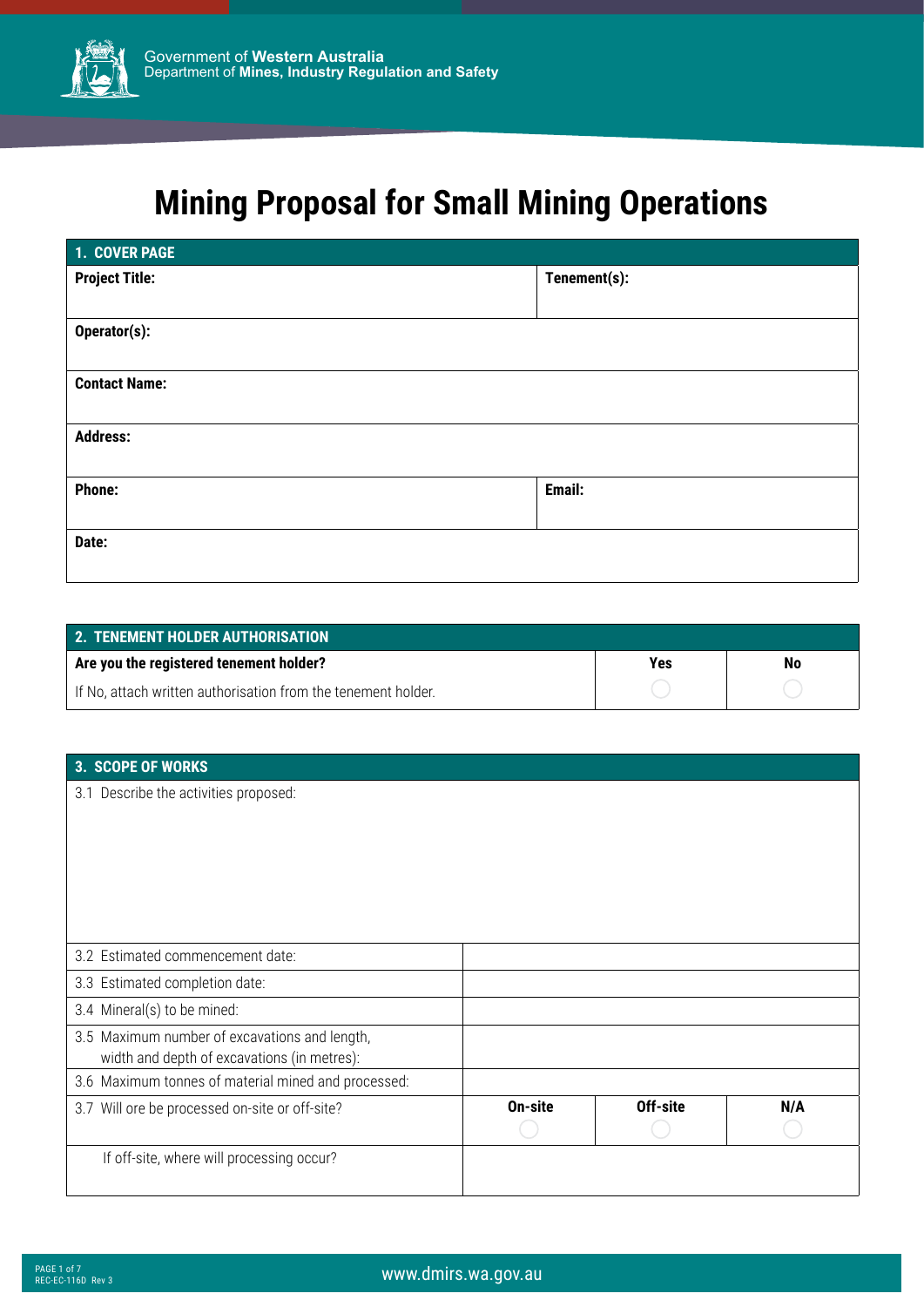Government of **Western Australia**
Department of **Mines, Industry Regulation and Safety**

# Mining Proposal for Small Mining Operations

| 1. COVER PAGE | |
|---|---|
| **Project Title:** | **Tenement(s):** |
| **Operator(s):** | |
| **Contact Name:** | |
| **Address:** | |
| **Phone:** | **Email:** |
| **Date:** | |

| 2. TENEMENT HOLDER AUTHORISATION | | |
|---|---|---|
| **Are you the registered tenement holder?** | **Yes** | **No** |
| If No, attach written authorisation from the tenement holder. | ◯ | ◯ |

| 3. SCOPE OF WORKS | | | |
|---|---|---|---|
| 3.1 Describe the activities proposed: | | | |
| 3.2 Estimated commencement date: | | | |
| 3.3 Estimated completion date: | | | |
| 3.4 Mineral(s) to be mined: | | | |
| 3.5 Maximum number of excavations and length, width and depth of excavations (in metres): | | | |
| 3.6 Maximum tonnes of material mined and processed: | | | |
| 3.7 Will ore be processed on-site or off-site? | **On-site** ◯ | **Off-site** ◯ | **N/A** ◯ |
| If off-site, where will processing occur? | | | |

www.dmirs.wa.gov.au

REC-EC-116D Rev 3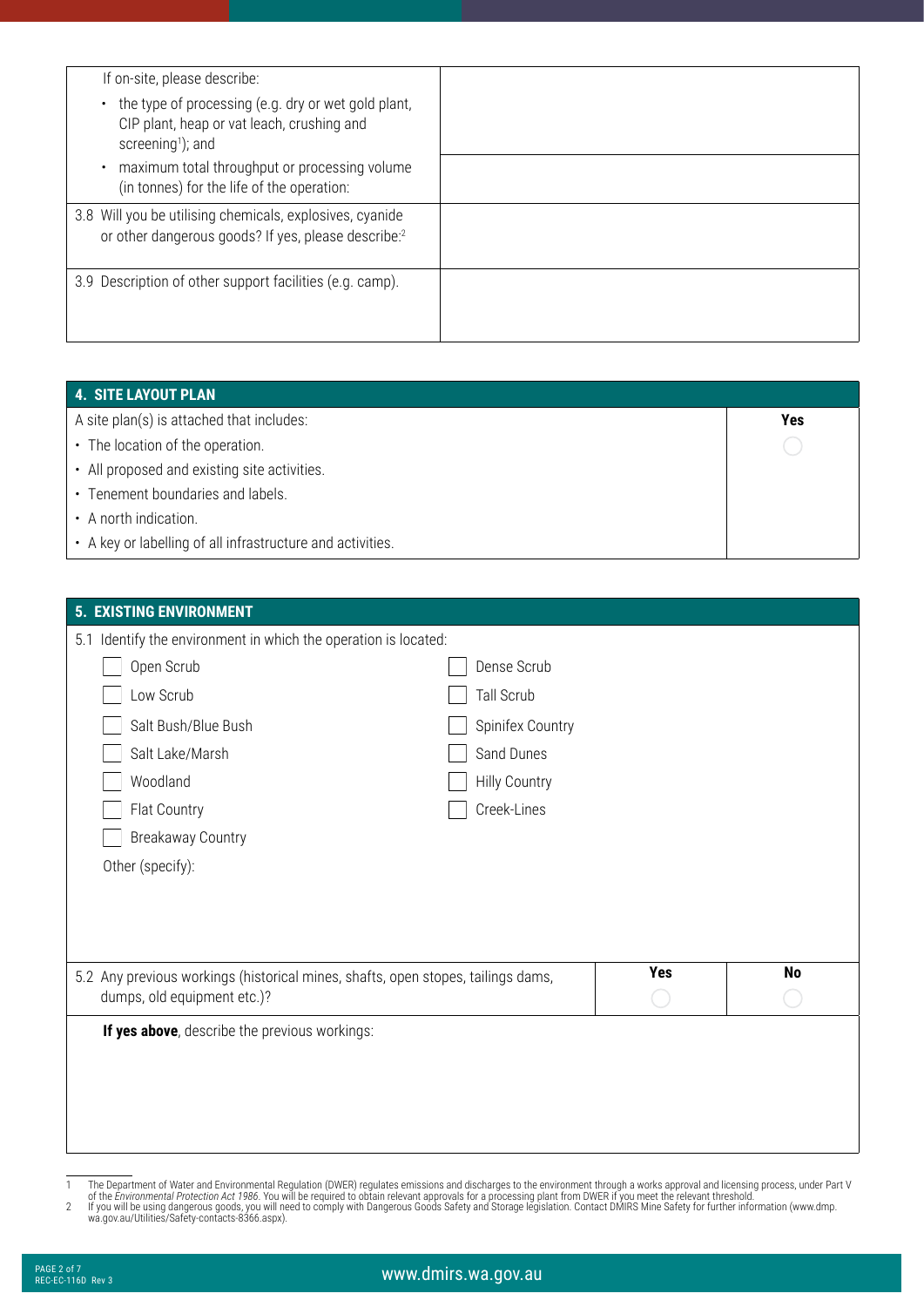| | |
|---|---|
| If on-site, please describe:<br>• the type of processing (e.g. dry or wet gold plant, CIP plant, heap or vat leach, crushing and screening[1]); and | |
| • maximum total throughput or processing volume (in tonnes) for the life of the operation: | |
| 3.8 Will you be utilising chemicals, explosives, cyanide or other dangerous goods? If yes, please describe:[2] | |
| 3.9 Description of other support facilities (e.g. camp). | |

## 4. SITE LAYOUT PLAN

| A site plan(s) is attached that includes: | Yes |
|---|---|
| • The location of the operation.<br>• All proposed and existing site activities.<br>• Tenement boundaries and labels.<br>• A north indication.<br>• A key or labelling of all infrastructure and activities. | ◯ |

## 5. EXISTING ENVIRONMENT

5.1 Identify the environment in which the operation is located:

- ☐ Open Scrub
- ☐ Dense Scrub
- ☐ Low Scrub
- ☐ Tall Scrub
- ☐ Salt Bush/Blue Bush
- ☐ Spinifex Country
- ☐ Salt Lake/Marsh
- ☐ Sand Dunes
- ☐ Woodland
- ☐ Hilly Country
- ☐ Flat Country
- ☐ Creek-Lines
- ☐ Breakaway Country

Other (specify):

| 5.2 Any previous workings (historical mines, shafts, open stopes, tailings dams, dumps, old equipment etc.)? | Yes | No |
|---|---|---|
| | ◯ | ◯ |

**If yes above**, describe the previous workings:

1 The Department of Water and Environmental Regulation (DWER) regulates emissions and discharges to the environment through a works approval and licensing process, under Part V of the *Environmental Protection Act 1986*. You will be required to obtain relevant approvals for a processing plant from DWER if you meet the relevant threshold.

2 If you will be using dangerous goods, you will need to comply with Dangerous Goods Safety and Storage legislation. Contact DMIRS Mine Safety for further information (www.dmp.wa.gov.au/Utilities/Safety-contacts-8366.aspx).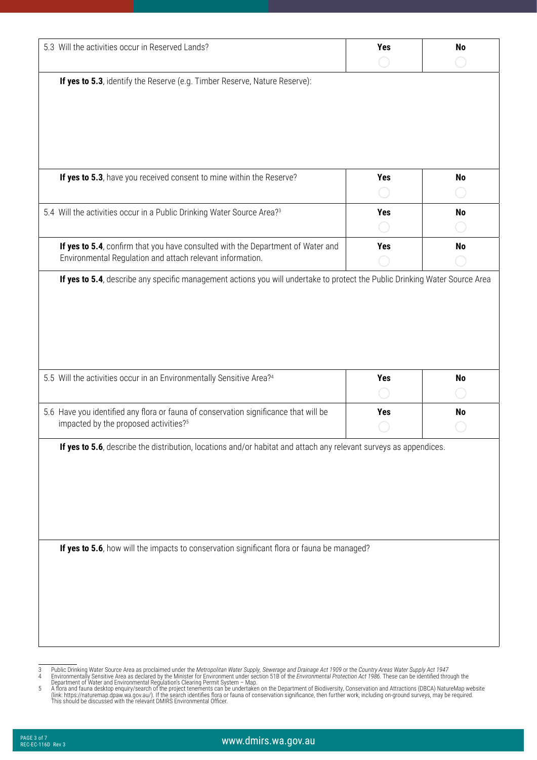| 5.3 Will the activities occur in Reserved Lands? | Yes | No |
|---|---|---|
| | ◯ | ◯ |

**If yes to 5.3**, identify the Reserve (e.g. Timber Reserve, Nature Reserve):

| **If yes to 5.3**, have you received consent to mine within the Reserve? | Yes | No |
|---|---|---|
| | ◯ | ◯ |
| 5.4 Will the activities occur in a Public Drinking Water Source Area?[3] | **Yes** | **No** |
| | ◯ | ◯ |
| **If yes to 5.4**, confirm that you have consulted with the Department of Water and Environmental Regulation and attach relevant information. | **Yes** | **No** |
| | ◯ | ◯ |

**If yes to 5.4**, describe any specific management actions you will undertake to protect the Public Drinking Water Source Area

| 5.5 Will the activities occur in an Environmentally Sensitive Area?[4] | Yes | No |
|---|---|---|
| | ◯ | ◯ |
| 5.6 Have you identified any flora or fauna of conservation significance that will be impacted by the proposed activities?[5] | **Yes** | **No** |
| | ◯ | ◯ |

**If yes to 5.6**, describe the distribution, locations and/or habitat and attach any relevant surveys as appendices.

**If yes to 5.6**, how will the impacts to conservation significant flora or fauna be managed?

---

3 Public Drinking Water Source Area as proclaimed under the *Metropolitan Water Supply, Sewerage and Drainage Act 1909* or the *Country Areas Water Supply Act 1947*

4 Environmentally Sensitive Area as declared by the Minister for Environment under section 51B of the *Environmental Protection Act 1986*. These can be identified through the Department of Water and Environmental Regulation's Clearing Permit System – Map.

5 A flora and fauna desktop enquiry/search of the project tenements can be undertaken on the Department of Biodiversity, Conservation and Attractions (DBCA) NatureMap website (link: https://naturemap.dpaw.wa.gov.au/). If the search identifies flora or fauna of conservation significance, then further work, including on-ground surveys, may be required. This should be discussed with the relevant DMIRS Environmental Officer.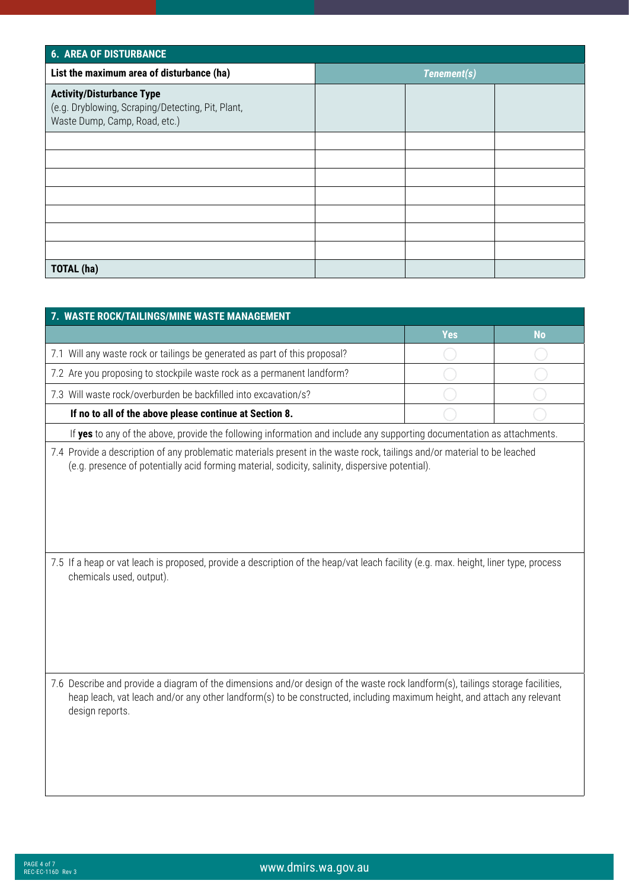## 6. AREA OF DISTURBANCE

| List the maximum area of disturbance (ha) | *Tenement(s)* | | |
|---|---|---|---|
| **Activity/Disturbance Type** (e.g. Dryblowing, Scraping/Detecting, Pit, Plant, Waste Dump, Camp, Road, etc.) | | | |
| | | | |
| | | | |
| | | | |
| | | | |
| | | | |
| | | | |
| | | | |
| **TOTAL (ha)** | | | |

## 7. WASTE ROCK/TAILINGS/MINE WASTE MANAGEMENT

| | Yes | No |
|---|---|---|
| 7.1 Will any waste rock or tailings be generated as part of this proposal? | ◯ | ◯ |
| 7.2 Are you proposing to stockpile waste rock as a permanent landform? | ◯ | ◯ |
| 7.3 Will waste rock/overburden be backfilled into excavation/s? | ◯ | ◯ |
| **If no to all of the above please continue at Section 8.** | ◯ | ◯ |

If **yes** to any of the above, provide the following information and include any supporting documentation as attachments.

7.4 Provide a description of any problematic materials present in the waste rock, tailings and/or material to be leached (e.g. presence of potentially acid forming material, sodicity, salinity, dispersive potential).

7.5 If a heap or vat leach is proposed, provide a description of the heap/vat leach facility (e.g. max. height, liner type, process chemicals used, output).

7.6 Describe and provide a diagram of the dimensions and/or design of the waste rock landform(s), tailings storage facilities, heap leach, vat leach and/or any other landform(s) to be constructed, including maximum height, and attach any relevant design reports.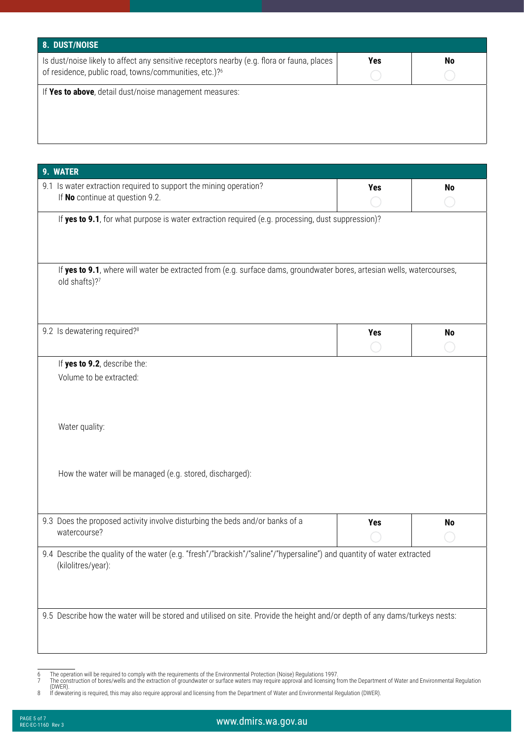## 8. DUST/NOISE

| Is dust/noise likely to affect any sensitive receptors nearby (e.g. flora or fauna, places of residence, public road, towns/communities, etc.)?[6] | Yes | No |
|---|---|---|
| | ◯ | ◯ |

If **Yes to above**, detail dust/noise management measures:

## 9. WATER

| 9.1 Is water extraction required to support the mining operation? If **No** continue at question 9.2. | Yes | No |
|---|---|---|
| | ◯ | ◯ |

If **yes to 9.1**, for what purpose is water extraction required (e.g. processing, dust suppression)?

If **yes to 9.1**, where will water be extracted from (e.g. surface dams, groundwater bores, artesian wells, watercourses, old shafts)?[7]

| 9.2 Is dewatering required?[8] | Yes | No |
|---|---|---|
| | ◯ | ◯ |

If **yes to 9.2**, describe the:

Volume to be extracted:

Water quality:

How the water will be managed (e.g. stored, discharged):

| 9.3 Does the proposed activity involve disturbing the beds and/or banks of a watercourse? | Yes | No |
|---|---|---|
| | ◯ | ◯ |

9.4 Describe the quality of the water (e.g. "fresh"/"brackish"/"saline"/"hypersaline") and quantity of water extracted (kilolitres/year):

9.5 Describe how the water will be stored and utilised on site. Provide the height and/or depth of any dams/turkeys nests:

---

6 The operation will be required to comply with the requirements of the Environmental Protection (Noise) Regulations 1997.

7 The construction of bores/wells and the extraction of groundwater or surface waters may require approval and licensing from the Department of Water and Environmental Regulation (DWER).

8 If dewatering is required, this may also require approval and licensing from the Department of Water and Environmental Regulation (DWER).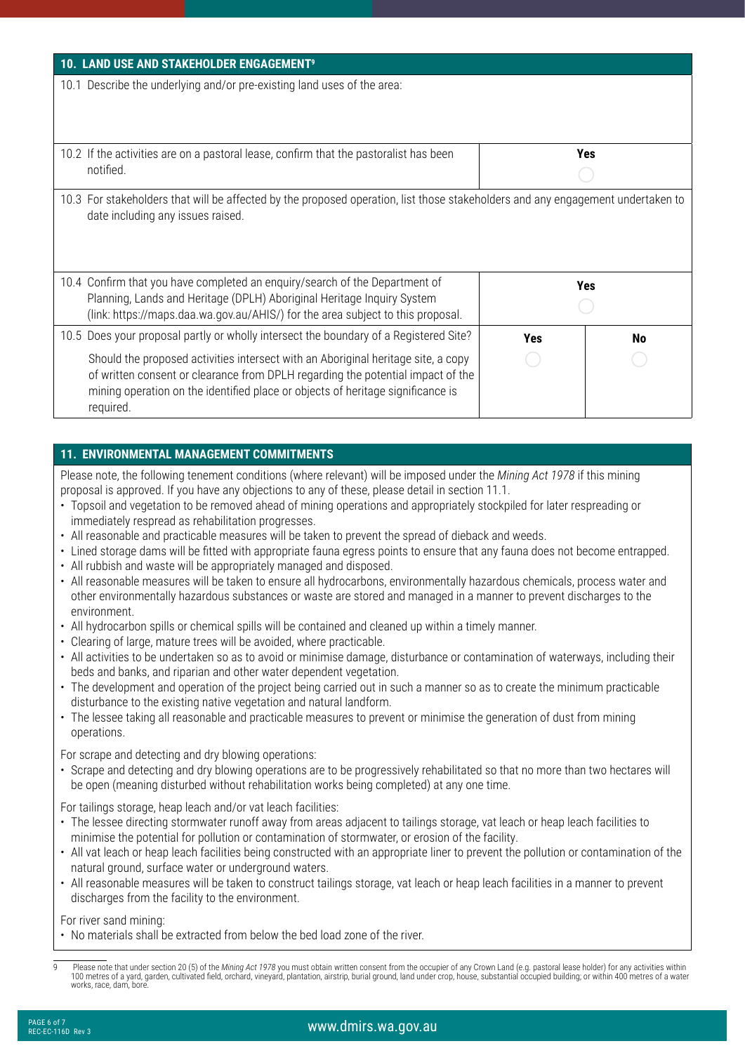## 10. LAND USE AND STAKEHOLDER ENGAGEMENT[9]

10.1 Describe the underlying and/or pre-existing land uses of the area:

| | |
|---|---|
| 10.2 If the activities are on a pastoral lease, confirm that the pastoralist has been notified. | **Yes** ◯ |

10.3 For stakeholders that will be affected by the proposed operation, list those stakeholders and any engagement undertaken to date including any issues raised.

| | | |
|---|---|---|
| 10.4 Confirm that you have completed an enquiry/search of the Department of Planning, Lands and Heritage (DPLH) Aboriginal Heritage Inquiry System (link: https://maps.daa.wa.gov.au/AHIS/) for the area subject to this proposal. | **Yes** ◯ | |
| 10.5 Does your proposal partly or wholly intersect the boundary of a Registered Site? Should the proposed activities intersect with an Aboriginal heritage site, a copy of written consent or clearance from DPLH regarding the potential impact of the mining operation on the identified place or objects of heritage significance is required. | **Yes** ◯ | **No** ◯ |

## 11. ENVIRONMENTAL MANAGEMENT COMMITMENTS

Please note, the following tenement conditions (where relevant) will be imposed under the *Mining Act 1978* if this mining proposal is approved. If you have any objections to any of these, please detail in section 11.1.

- Topsoil and vegetation to be removed ahead of mining operations and appropriately stockpiled for later respreading or immediately respread as rehabilitation progresses.
- All reasonable and practicable measures will be taken to prevent the spread of dieback and weeds.
- Lined storage dams will be fitted with appropriate fauna egress points to ensure that any fauna does not become entrapped.
- All rubbish and waste will be appropriately managed and disposed.
- All reasonable measures will be taken to ensure all hydrocarbons, environmentally hazardous chemicals, process water and other environmentally hazardous substances or waste are stored and managed in a manner to prevent discharges to the environment.
- All hydrocarbon spills or chemical spills will be contained and cleaned up within a timely manner.
- Clearing of large, mature trees will be avoided, where practicable.
- All activities to be undertaken so as to avoid or minimise damage, disturbance or contamination of waterways, including their beds and banks, and riparian and other water dependent vegetation.
- The development and operation of the project being carried out in such a manner so as to create the minimum practicable disturbance to the existing native vegetation and natural landform.
- The lessee taking all reasonable and practicable measures to prevent or minimise the generation of dust from mining operations.

For scrape and detecting and dry blowing operations:

- Scrape and detecting and dry blowing operations are to be progressively rehabilitated so that no more than two hectares will be open (meaning disturbed without rehabilitation works being completed) at any one time.

For tailings storage, heap leach and/or vat leach facilities:

- The lessee directing stormwater runoff away from areas adjacent to tailings storage, vat leach or heap leach facilities to minimise the potential for pollution or contamination of stormwater, or erosion of the facility.
- All vat leach or heap leach facilities being constructed with an appropriate liner to prevent the pollution or contamination of the natural ground, surface water or underground waters.
- All reasonable measures will be taken to construct tailings storage, vat leach or heap leach facilities in a manner to prevent discharges from the facility to the environment.

For river sand mining:

- No materials shall be extracted from below the bed load zone of the river.

---

[9] Please note that under section 20 (5) of the *Mining Act 1978* you must obtain written consent from the occupier of any Crown Land (e.g. pastoral lease holder) for any activities within 100 metres of a yard, garden, cultivated field, orchard, vineyard, plantation, airstrip, burial ground, land under crop, house, substantial occupied building; or within 400 metres of a water works, race, dam, bore.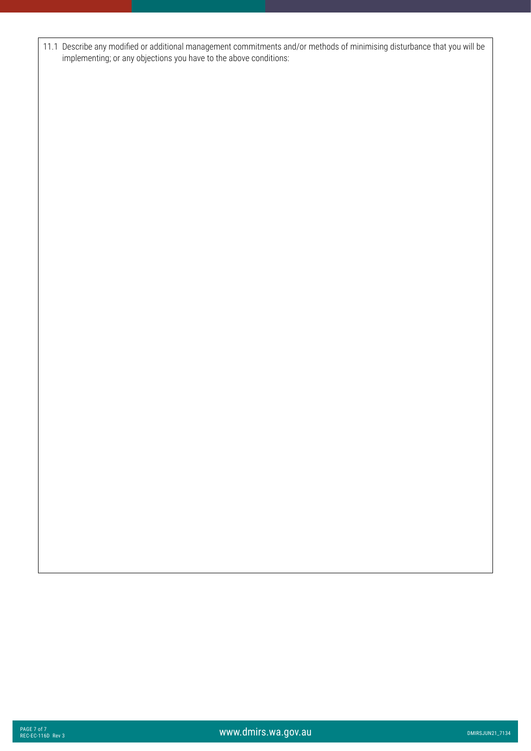11.1 Describe any modified or additional management commitments and/or methods of minimising disturbance that you will be implementing; or any objections you have to the above conditions: